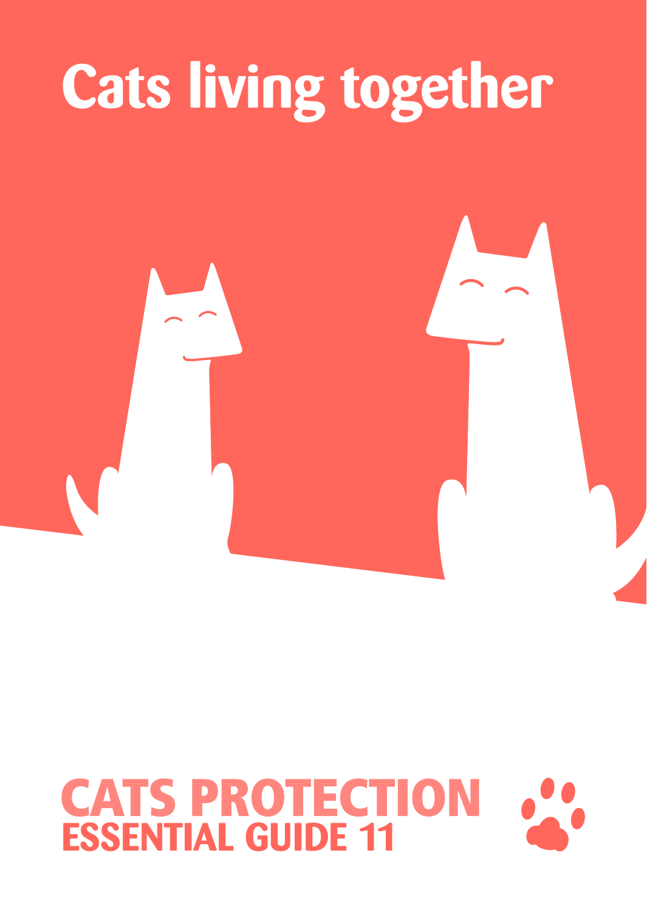# Cats living together

**CATS PROTECTION**
**ESSENTIAL GUIDE 11**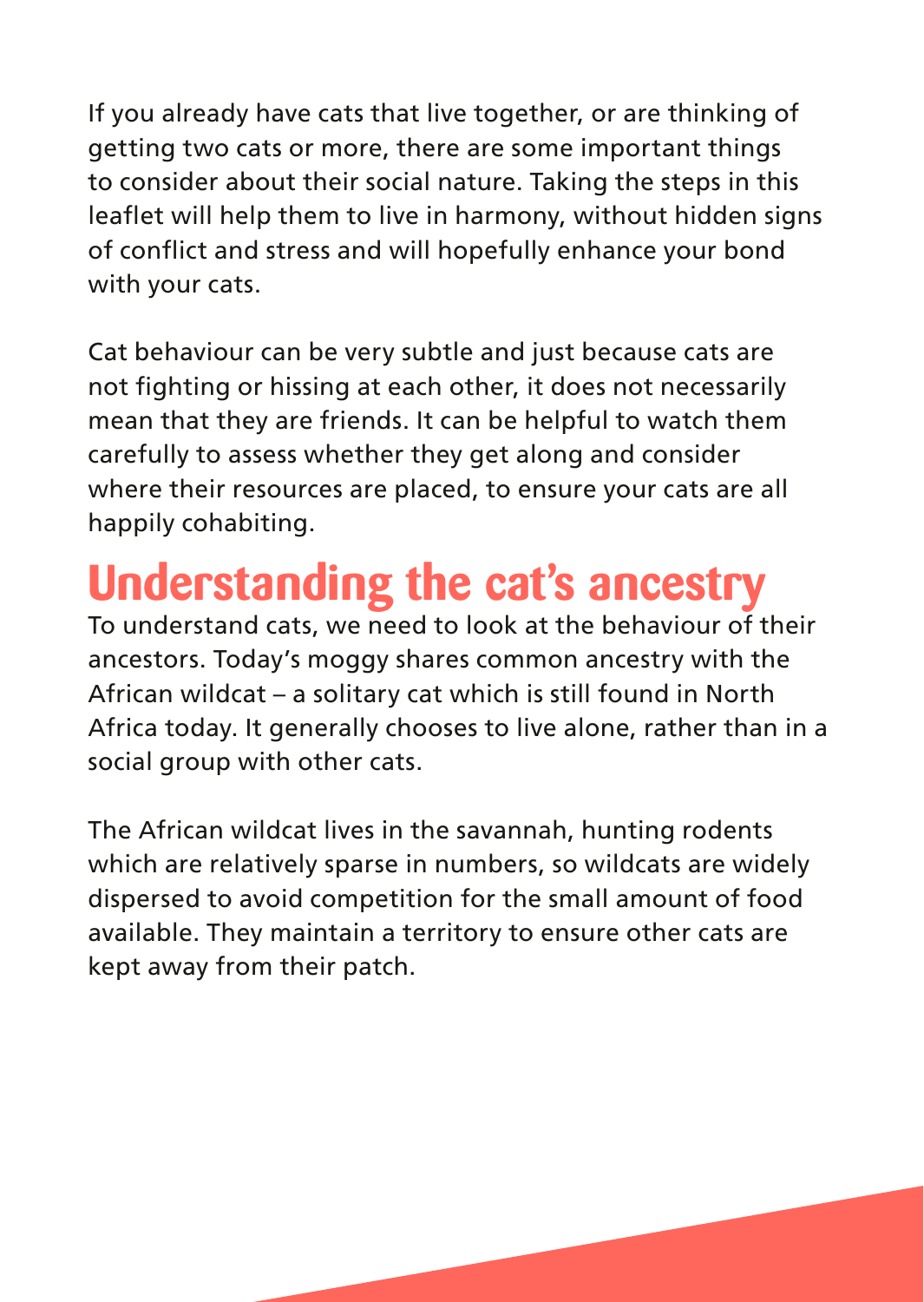If you already have cats that live together, or are thinking of getting two cats or more, there are some important things to consider about their social nature. Taking the steps in this leaflet will help them to live in harmony, without hidden signs of conflict and stress and will hopefully enhance your bond with your cats.

Cat behaviour can be very subtle and just because cats are not fighting or hissing at each other, it does not necessarily mean that they are friends. It can be helpful to watch them carefully to assess whether they get along and consider where their resources are placed, to ensure your cats are all happily cohabiting.

## Understanding the cat's ancestry

To understand cats, we need to look at the behaviour of their ancestors. Today's moggy shares common ancestry with the African wildcat – a solitary cat which is still found in North Africa today. It generally chooses to live alone, rather than in a social group with other cats.

The African wildcat lives in the savannah, hunting rodents which are relatively sparse in numbers, so wildcats are widely dispersed to avoid competition for the small amount of food available. They maintain a territory to ensure other cats are kept away from their patch.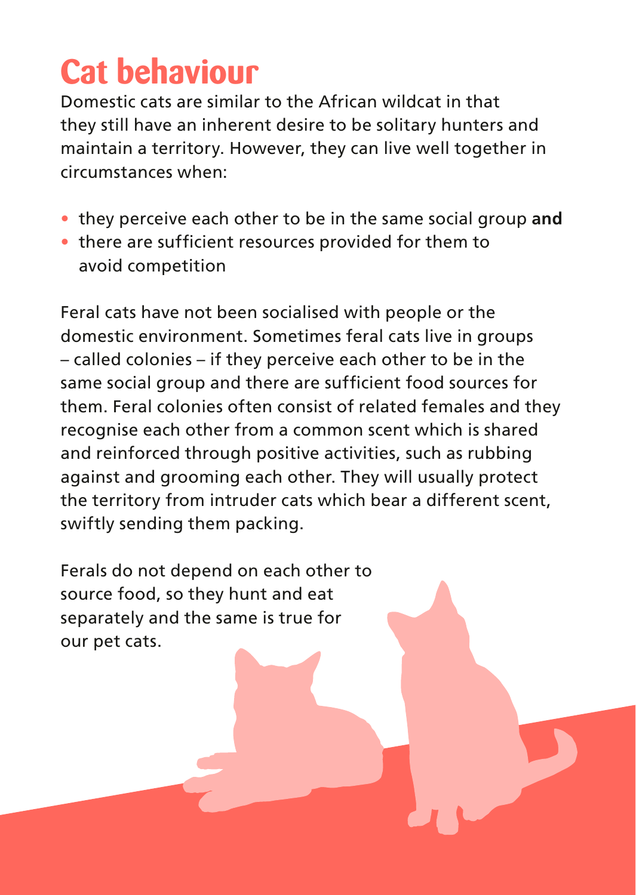# Cat behaviour

Domestic cats are similar to the African wildcat in that they still have an inherent desire to be solitary hunters and maintain a territory. However, they can live well together in circumstances when:

- they perceive each other to be in the same social group **and**
- there are sufficient resources provided for them to avoid competition

Feral cats have not been socialised with people or the domestic environment. Sometimes feral cats live in groups – called colonies – if they perceive each other to be in the same social group and there are sufficient food sources for them. Feral colonies often consist of related females and they recognise each other from a common scent which is shared and reinforced through positive activities, such as rubbing against and grooming each other. They will usually protect the territory from intruder cats which bear a different scent, swiftly sending them packing.

Ferals do not depend on each other to source food, so they hunt and eat separately and the same is true for our pet cats.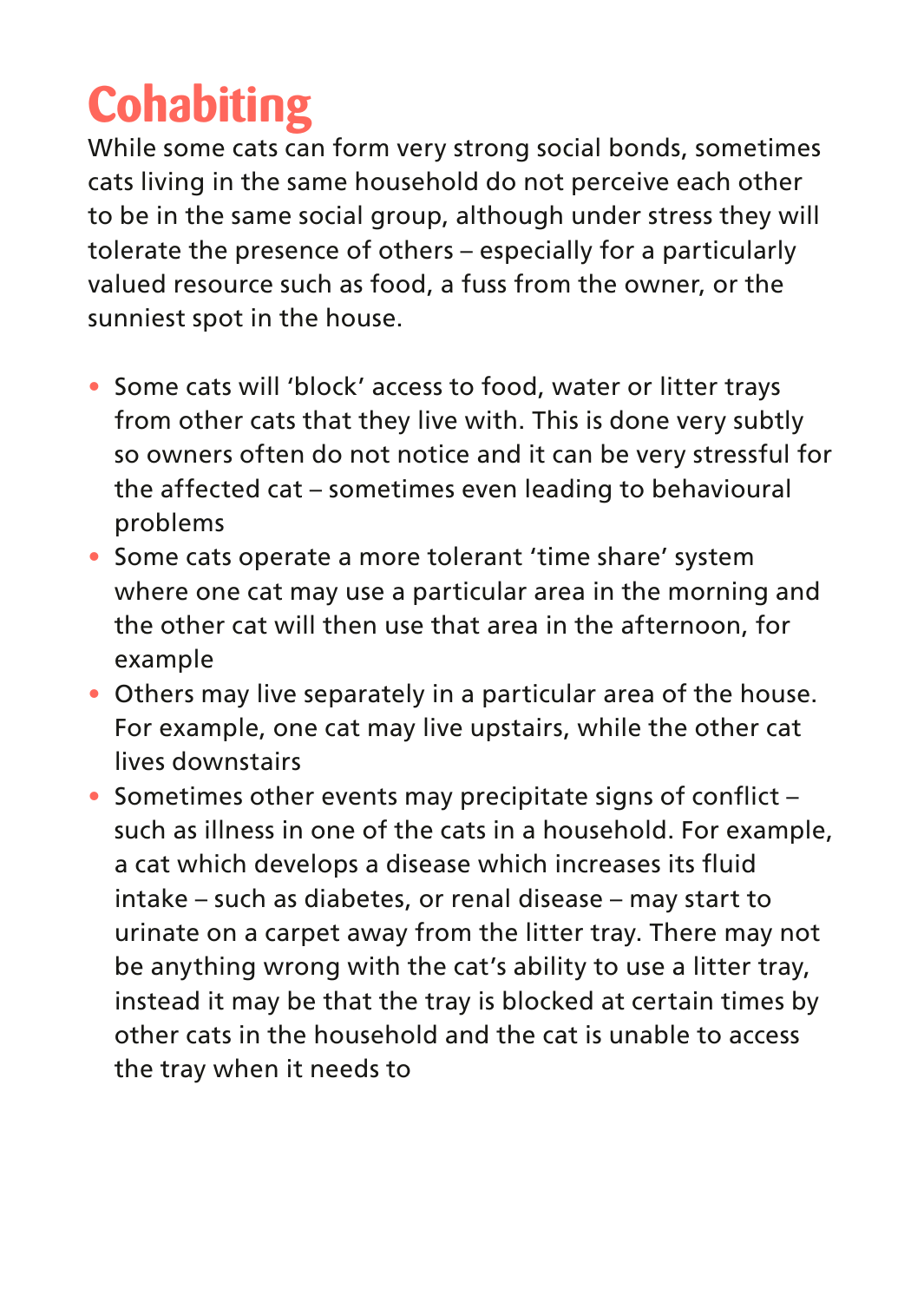# Cohabiting

While some cats can form very strong social bonds, sometimes cats living in the same household do not perceive each other to be in the same social group, although under stress they will tolerate the presence of others – especially for a particularly valued resource such as food, a fuss from the owner, or the sunniest spot in the house.

- Some cats will 'block' access to food, water or litter trays from other cats that they live with. This is done very subtly so owners often do not notice and it can be very stressful for the affected cat – sometimes even leading to behavioural problems
- Some cats operate a more tolerant 'time share' system where one cat may use a particular area in the morning and the other cat will then use that area in the afternoon, for example
- Others may live separately in a particular area of the house. For example, one cat may live upstairs, while the other cat lives downstairs
- Sometimes other events may precipitate signs of conflict – such as illness in one of the cats in a household. For example, a cat which develops a disease which increases its fluid intake – such as diabetes, or renal disease – may start to urinate on a carpet away from the litter tray. There may not be anything wrong with the cat's ability to use a litter tray, instead it may be that the tray is blocked at certain times by other cats in the household and the cat is unable to access the tray when it needs to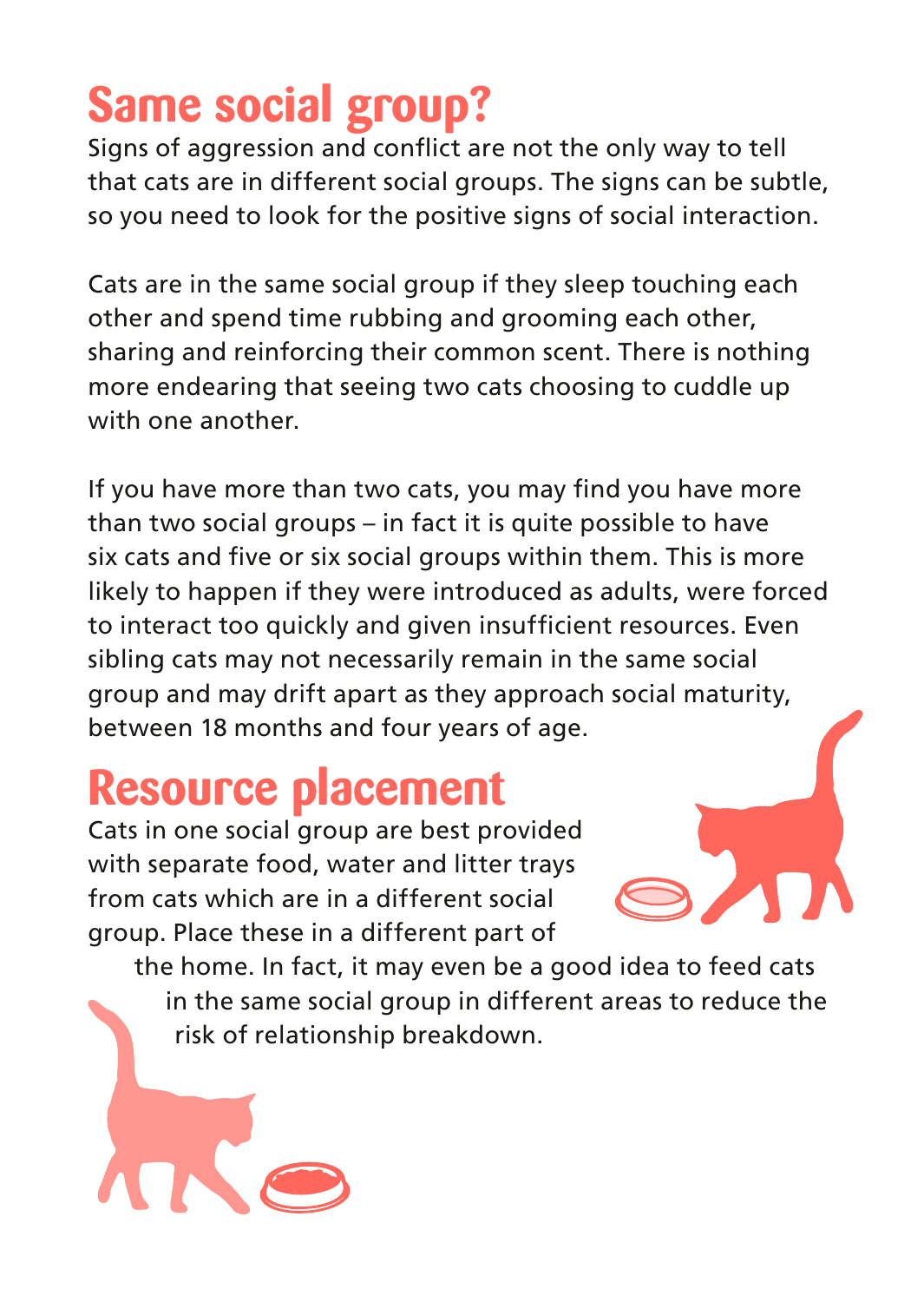# Same social group?

Signs of aggression and conflict are not the only way to tell that cats are in different social groups. The signs can be subtle, so you need to look for the positive signs of social interaction.

Cats are in the same social group if they sleep touching each other and spend time rubbing and grooming each other, sharing and reinforcing their common scent. There is nothing more endearing that seeing two cats choosing to cuddle up with one another.

If you have more than two cats, you may find you have more than two social groups – in fact it is quite possible to have six cats and five or six social groups within them. This is more likely to happen if they were introduced as adults, were forced to interact too quickly and given insufficient resources. Even sibling cats may not necessarily remain in the same social group and may drift apart as they approach social maturity, between 18 months and four years of age.

# Resource placement

Cats in one social group are best provided with separate food, water and litter trays from cats which are in a different social group. Place these in a different part of the home. In fact, it may even be a good idea to feed cats in the same social group in different areas to reduce the risk of relationship breakdown.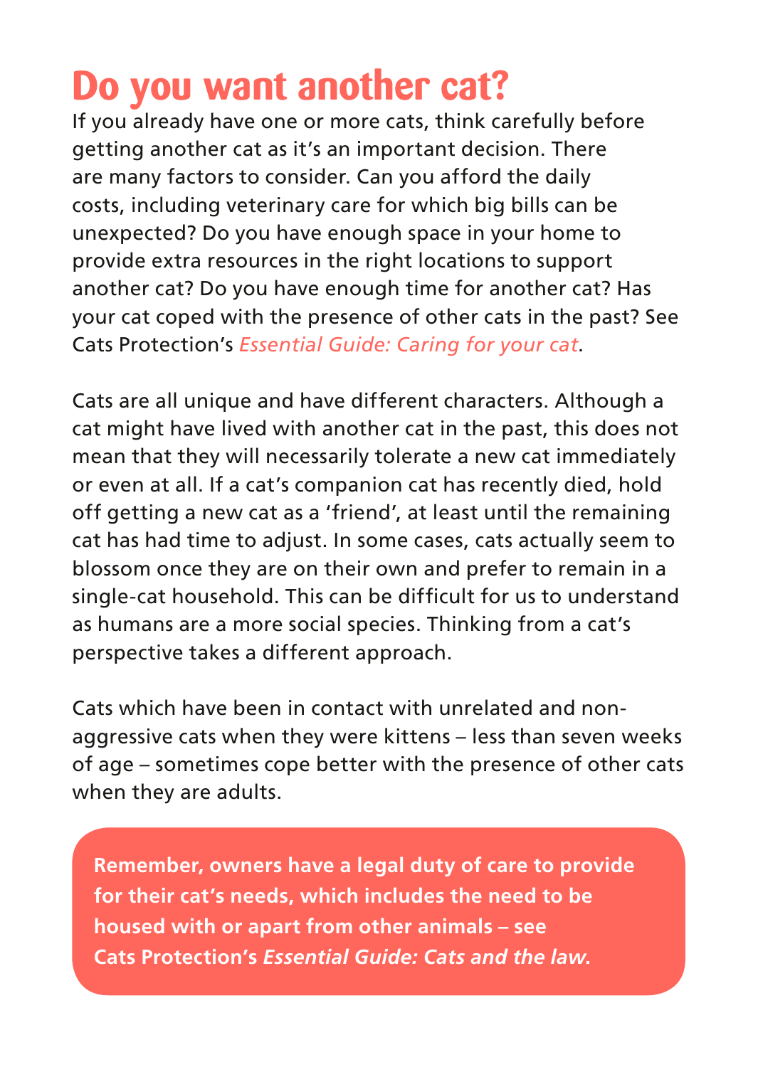# Do you want another cat?

If you already have one or more cats, think carefully before getting another cat as it's an important decision. There are many factors to consider. Can you afford the daily costs, including veterinary care for which big bills can be unexpected? Do you have enough space in your home to provide extra resources in the right locations to support another cat? Do you have enough time for another cat? Has your cat coped with the presence of other cats in the past? See Cats Protection's *Essential Guide: Caring for your cat*.

Cats are all unique and have different characters. Although a cat might have lived with another cat in the past, this does not mean that they will necessarily tolerate a new cat immediately or even at all. If a cat's companion cat has recently died, hold off getting a new cat as a 'friend', at least until the remaining cat has had time to adjust. In some cases, cats actually seem to blossom once they are on their own and prefer to remain in a single-cat household. This can be difficult for us to understand as humans are a more social species. Thinking from a cat's perspective takes a different approach.

Cats which have been in contact with unrelated and non-aggressive cats when they were kittens – less than seven weeks of age – sometimes cope better with the presence of other cats when they are adults.

**Remember, owners have a legal duty of care to provide for their cat's needs, which includes the need to be housed with or apart from other animals – see Cats Protection's *Essential Guide: Cats and the law*.**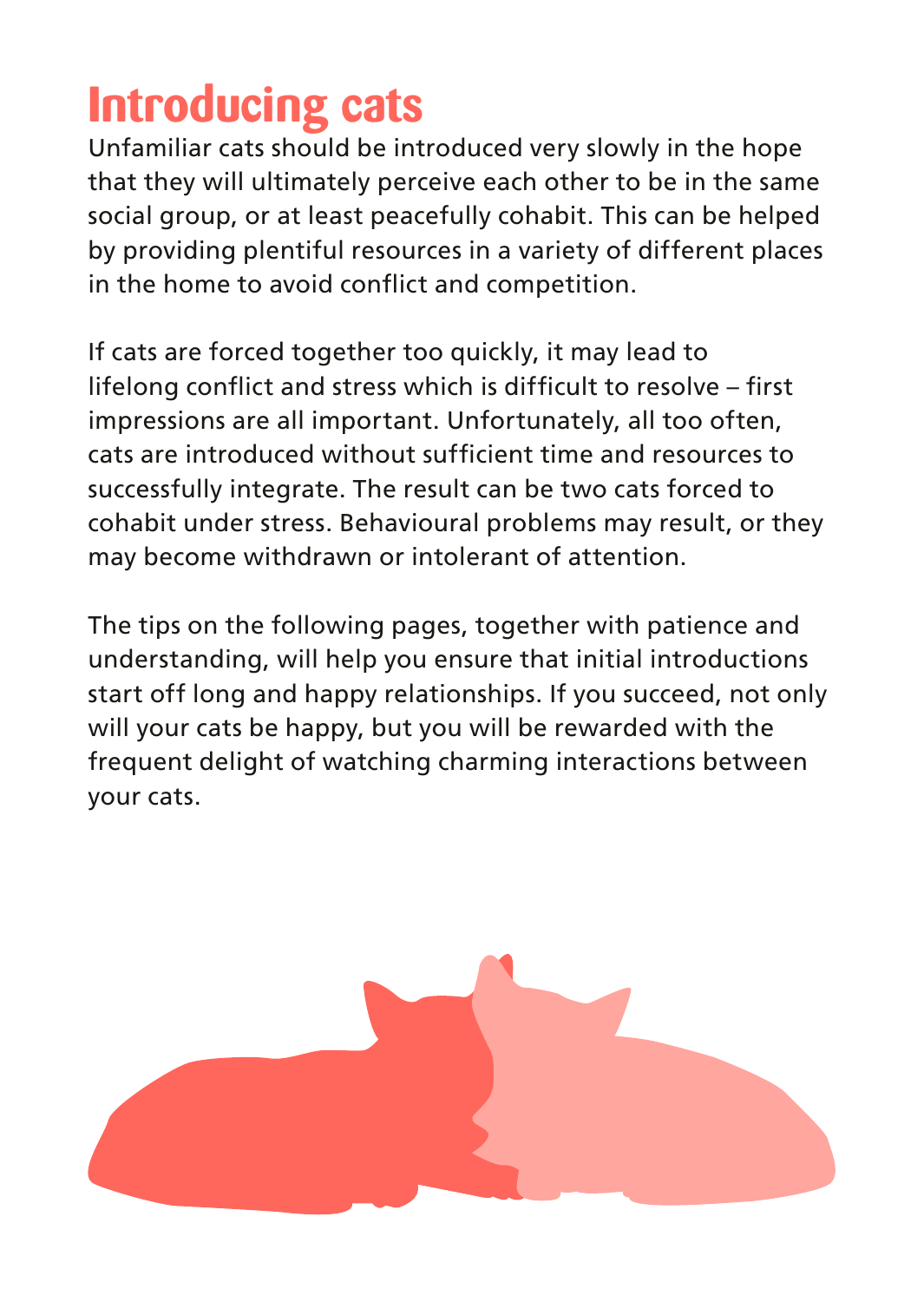# Introducing cats

Unfamiliar cats should be introduced very slowly in the hope that they will ultimately perceive each other to be in the same social group, or at least peacefully cohabit. This can be helped by providing plentiful resources in a variety of different places in the home to avoid conflict and competition.

If cats are forced together too quickly, it may lead to lifelong conflict and stress which is difficult to resolve – first impressions are all important. Unfortunately, all too often, cats are introduced without sufficient time and resources to successfully integrate. The result can be two cats forced to cohabit under stress. Behavioural problems may result, or they may become withdrawn or intolerant of attention.

The tips on the following pages, together with patience and understanding, will help you ensure that initial introductions start off long and happy relationships. If you succeed, not only will your cats be happy, but you will be rewarded with the frequent delight of watching charming interactions between your cats.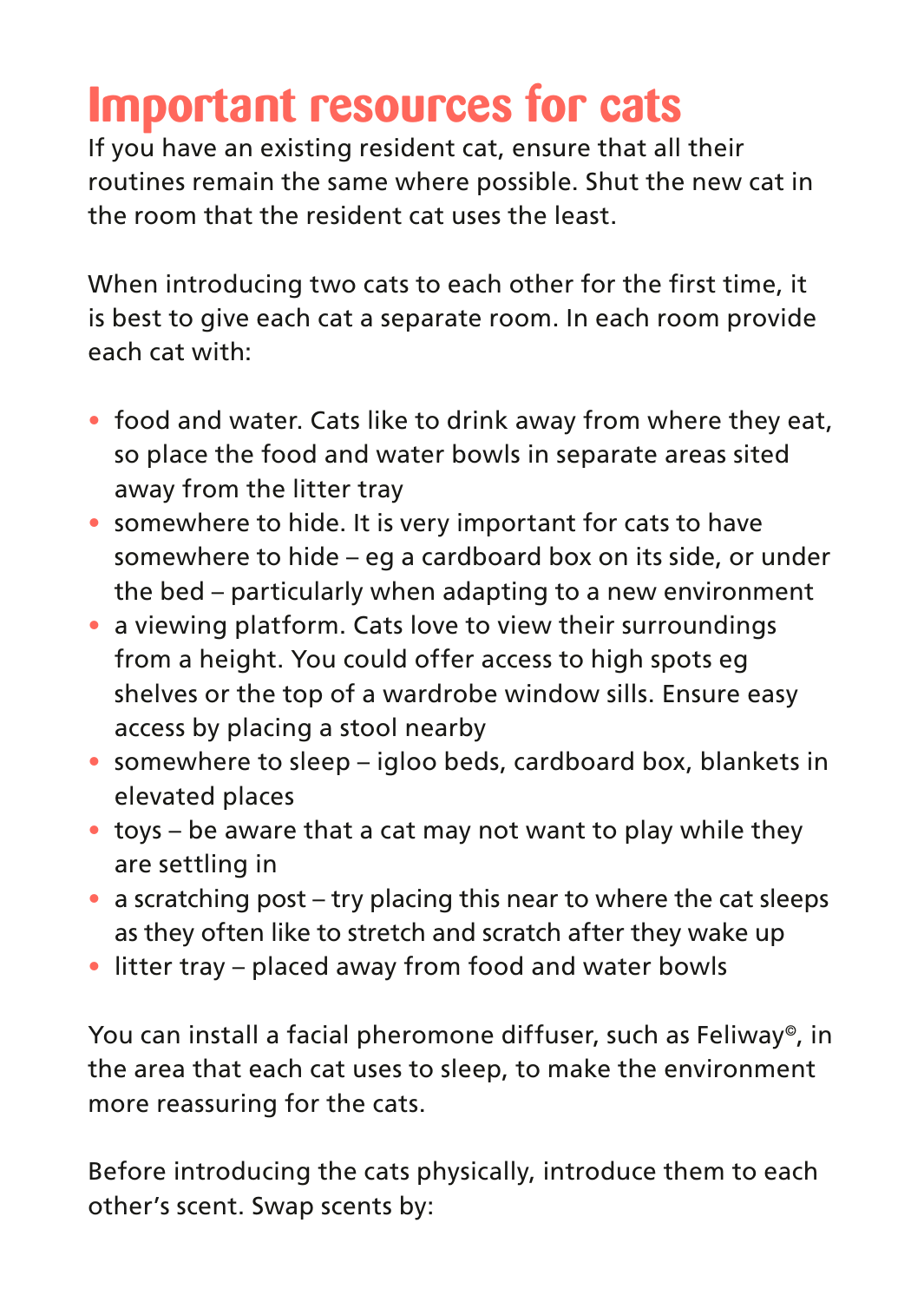# Important resources for cats

If you have an existing resident cat, ensure that all their routines remain the same where possible. Shut the new cat in the room that the resident cat uses the least.

When introducing two cats to each other for the first time, it is best to give each cat a separate room. In each room provide each cat with:

- food and water. Cats like to drink away from where they eat, so place the food and water bowls in separate areas sited away from the litter tray
- somewhere to hide. It is very important for cats to have somewhere to hide – eg a cardboard box on its side, or under the bed – particularly when adapting to a new environment
- a viewing platform. Cats love to view their surroundings from a height. You could offer access to high spots eg shelves or the top of a wardrobe window sills. Ensure easy access by placing a stool nearby
- somewhere to sleep – igloo beds, cardboard box, blankets in elevated places
- toys – be aware that a cat may not want to play while they are settling in
- a scratching post – try placing this near to where the cat sleeps as they often like to stretch and scratch after they wake up
- litter tray – placed away from food and water bowls

You can install a facial pheromone diffuser, such as Feliway©, in the area that each cat uses to sleep, to make the environment more reassuring for the cats.

Before introducing the cats physically, introduce them to each other's scent. Swap scents by: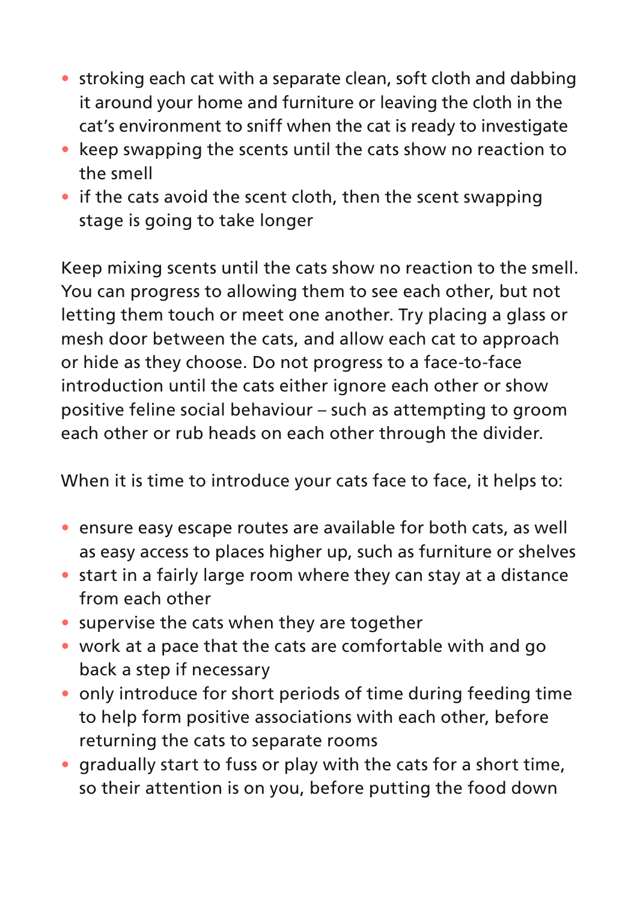- stroking each cat with a separate clean, soft cloth and dabbing it around your home and furniture or leaving the cloth in the cat's environment to sniff when the cat is ready to investigate
- keep swapping the scents until the cats show no reaction to the smell
- if the cats avoid the scent cloth, then the scent swapping stage is going to take longer

Keep mixing scents until the cats show no reaction to the smell. You can progress to allowing them to see each other, but not letting them touch or meet one another. Try placing a glass or mesh door between the cats, and allow each cat to approach or hide as they choose. Do not progress to a face-to-face introduction until the cats either ignore each other or show positive feline social behaviour – such as attempting to groom each other or rub heads on each other through the divider.

When it is time to introduce your cats face to face, it helps to:

- ensure easy escape routes are available for both cats, as well as easy access to places higher up, such as furniture or shelves
- start in a fairly large room where they can stay at a distance from each other
- supervise the cats when they are together
- work at a pace that the cats are comfortable with and go back a step if necessary
- only introduce for short periods of time during feeding time to help form positive associations with each other, before returning the cats to separate rooms
- gradually start to fuss or play with the cats for a short time, so their attention is on you, before putting the food down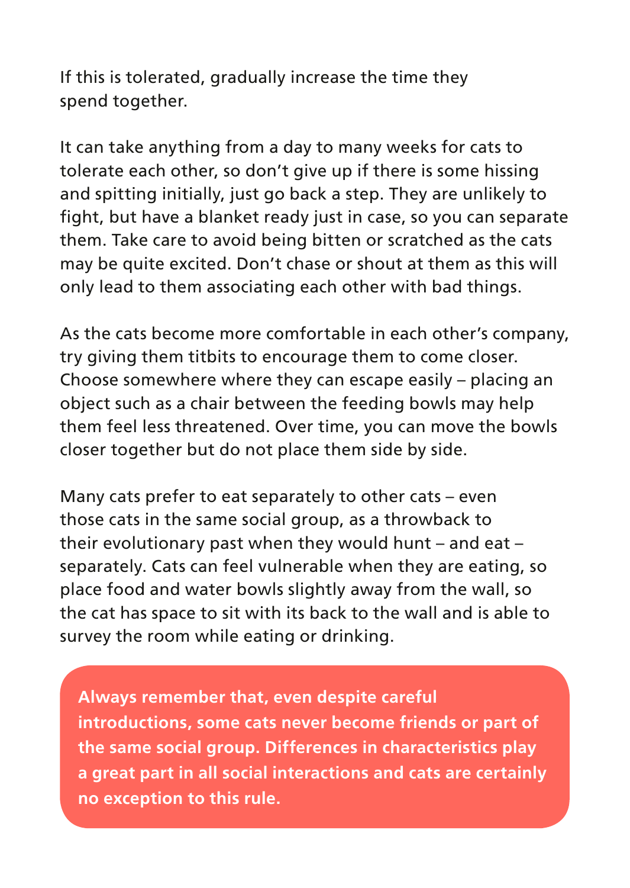If this is tolerated, gradually increase the time they spend together.

It can take anything from a day to many weeks for cats to tolerate each other, so don't give up if there is some hissing and spitting initially, just go back a step. They are unlikely to fight, but have a blanket ready just in case, so you can separate them. Take care to avoid being bitten or scratched as the cats may be quite excited. Don't chase or shout at them as this will only lead to them associating each other with bad things.

As the cats become more comfortable in each other's company, try giving them titbits to encourage them to come closer. Choose somewhere where they can escape easily – placing an object such as a chair between the feeding bowls may help them feel less threatened. Over time, you can move the bowls closer together but do not place them side by side.

Many cats prefer to eat separately to other cats – even those cats in the same social group, as a throwback to their evolutionary past when they would hunt – and eat – separately. Cats can feel vulnerable when they are eating, so place food and water bowls slightly away from the wall, so the cat has space to sit with its back to the wall and is able to survey the room while eating or drinking.

**Always remember that, even despite careful introductions, some cats never become friends or part of the same social group. Differences in characteristics play a great part in all social interactions and cats are certainly no exception to this rule.**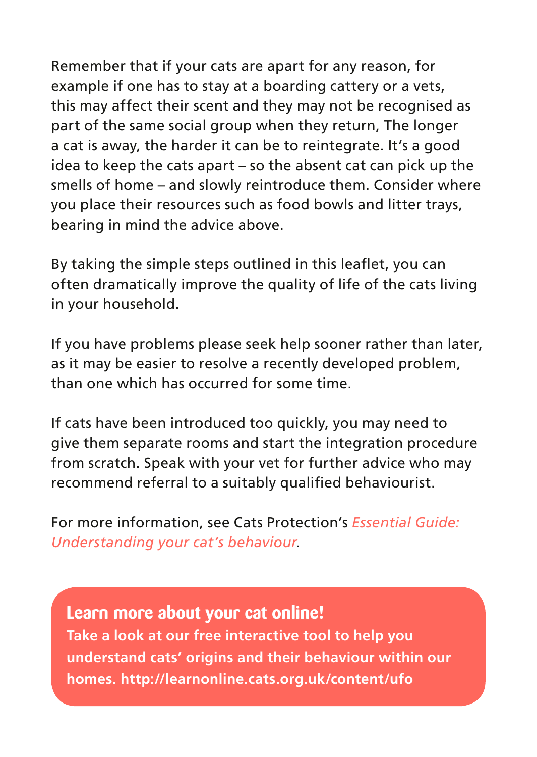Remember that if your cats are apart for any reason, for example if one has to stay at a boarding cattery or a vets, this may affect their scent and they may not be recognised as part of the same social group when they return, The longer a cat is away, the harder it can be to reintegrate. It's a good idea to keep the cats apart – so the absent cat can pick up the smells of home – and slowly reintroduce them. Consider where you place their resources such as food bowls and litter trays, bearing in mind the advice above.

By taking the simple steps outlined in this leaflet, you can often dramatically improve the quality of life of the cats living in your household.

If you have problems please seek help sooner rather than later, as it may be easier to resolve a recently developed problem, than one which has occurred for some time.

If cats have been introduced too quickly, you may need to give them separate rooms and start the integration procedure from scratch. Speak with your vet for further advice who may recommend referral to a suitably qualified behaviourist.

For more information, see Cats Protection's *Essential Guide: Understanding your cat's behaviour*.

## Learn more about your cat online!

**Take a look at our free interactive tool to help you understand cats' origins and their behaviour within our homes. http://learnonline.cats.org.uk/content/ufo**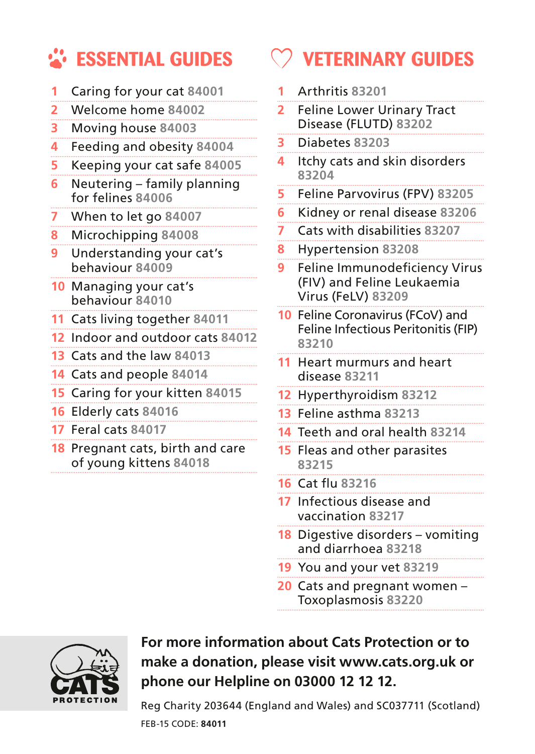## ESSENTIAL GUIDES

1. Caring for your cat 84001
2. Welcome home 84002
3. Moving house 84003
4. Feeding and obesity 84004
5. Keeping your cat safe 84005
6. Neutering – family planning for felines 84006
7. When to let go 84007
8. Microchipping 84008
9. Understanding your cat's behaviour 84009
10. Managing your cat's behaviour 84010
11. Cats living together 84011
12. Indoor and outdoor cats 84012
13. Cats and the law 84013
14. Cats and people 84014
15. Caring for your kitten 84015
16. Elderly cats 84016
17. Feral cats 84017
18. Pregnant cats, birth and care of young kittens 84018

## VETERINARY GUIDES

1. Arthritis 83201
2. Feline Lower Urinary Tract Disease (FLUTD) 83202
3. Diabetes 83203
4. Itchy cats and skin disorders 83204
5. Feline Parvovirus (FPV) 83205
6. Kidney or renal disease 83206
7. Cats with disabilities 83207
8. Hypertension 83208
9. Feline Immunodeficiency Virus (FIV) and Feline Leukaemia Virus (FeLV) 83209
10. Feline Coronavirus (FCoV) and Feline Infectious Peritonitis (FIP) 83210
11. Heart murmurs and heart disease 83211
12. Hyperthyroidism 83212
13. Feline asthma 83213
14. Teeth and oral health 83214
15. Fleas and other parasites 83215
16. Cat flu 83216
17. Infectious disease and vaccination 83217
18. Digestive disorders – vomiting and diarrhoea 83218
19. You and your vet 83219
20. Cats and pregnant women – Toxoplasmosis 83220

CATS PROTECTION

**For more information about Cats Protection or to make a donation, please visit www.cats.org.uk or phone our Helpline on 03000 12 12 12.**

Reg Charity 203644 (England and Wales) and SC037711 (Scotland)

FEB-15 CODE: **84011**